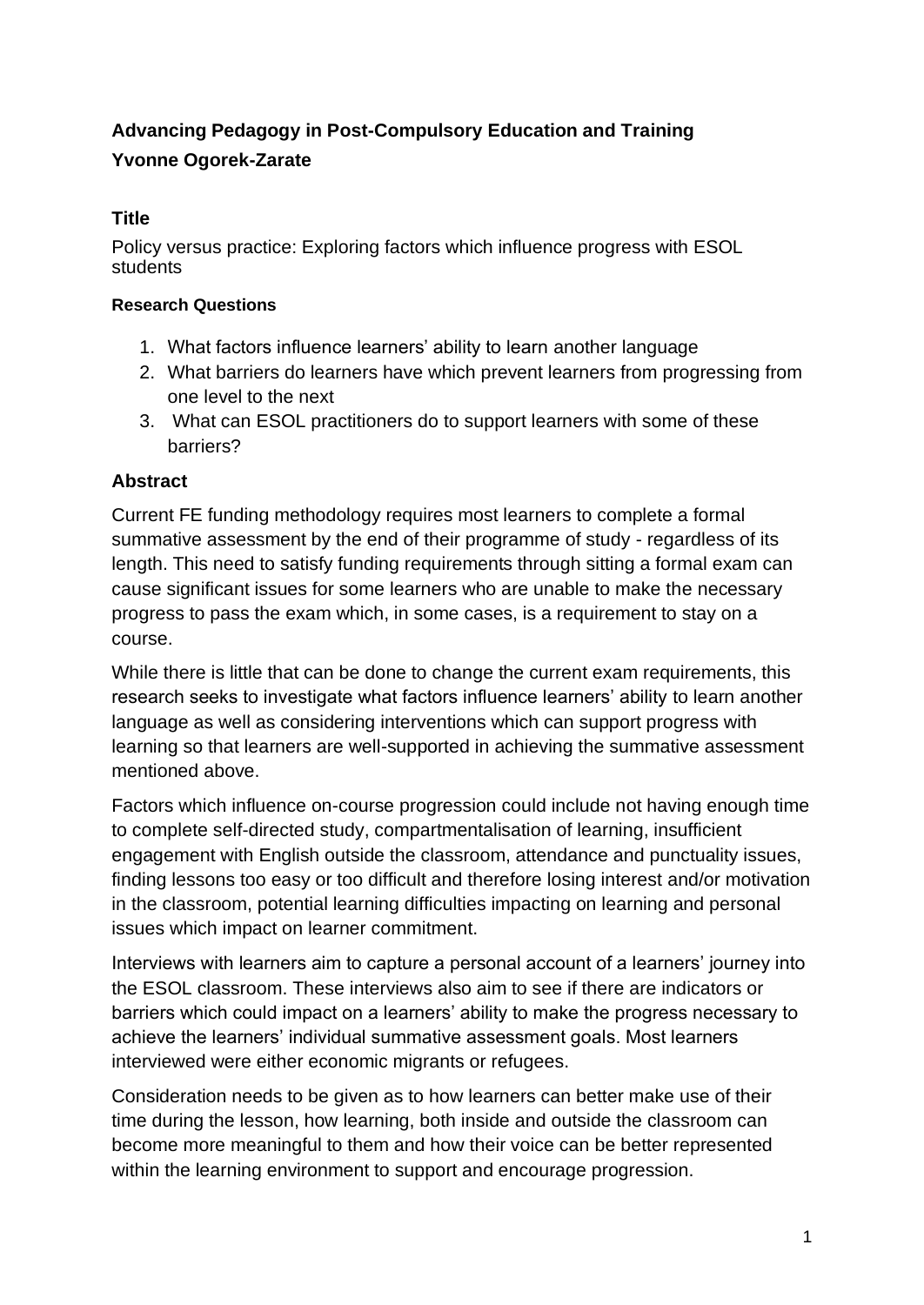**Advancing Pedagogy in Post-Compulsory Education and Training**

**Yvonne Ogorek-Zarate**

## Title

Policy versus practice: Exploring factors which influence progress with ESOL students

#### Research Questions

1. What factors influence learners' ability to learn another language
2. What barriers do learners have which prevent learners from progressing from one level to the next
3. What can ESOL practitioners do to support learners with some of these barriers?

## Abstract

Current FE funding methodology requires most learners to complete a formal summative assessment by the end of their programme of study - regardless of its length. This need to satisfy funding requirements through sitting a formal exam can cause significant issues for some learners who are unable to make the necessary progress to pass the exam which, in some cases, is a requirement to stay on a course.

While there is little that can be done to change the current exam requirements, this research seeks to investigate what factors influence learners' ability to learn another language as well as considering interventions which can support progress with learning so that learners are well-supported in achieving the summative assessment mentioned above.

Factors which influence on-course progression could include not having enough time to complete self-directed study, compartmentalisation of learning, insufficient engagement with English outside the classroom, attendance and punctuality issues, finding lessons too easy or too difficult and therefore losing interest and/or motivation in the classroom, potential learning difficulties impacting on learning and personal issues which impact on learner commitment.

Interviews with learners aim to capture a personal account of a learners' journey into the ESOL classroom. These interviews also aim to see if there are indicators or barriers which could impact on a learners' ability to make the progress necessary to achieve the learners' individual summative assessment goals. Most learners interviewed were either economic migrants or refugees.

Consideration needs to be given as to how learners can better make use of their time during the lesson, how learning, both inside and outside the classroom can become more meaningful to them and how their voice can be better represented within the learning environment to support and encourage progression.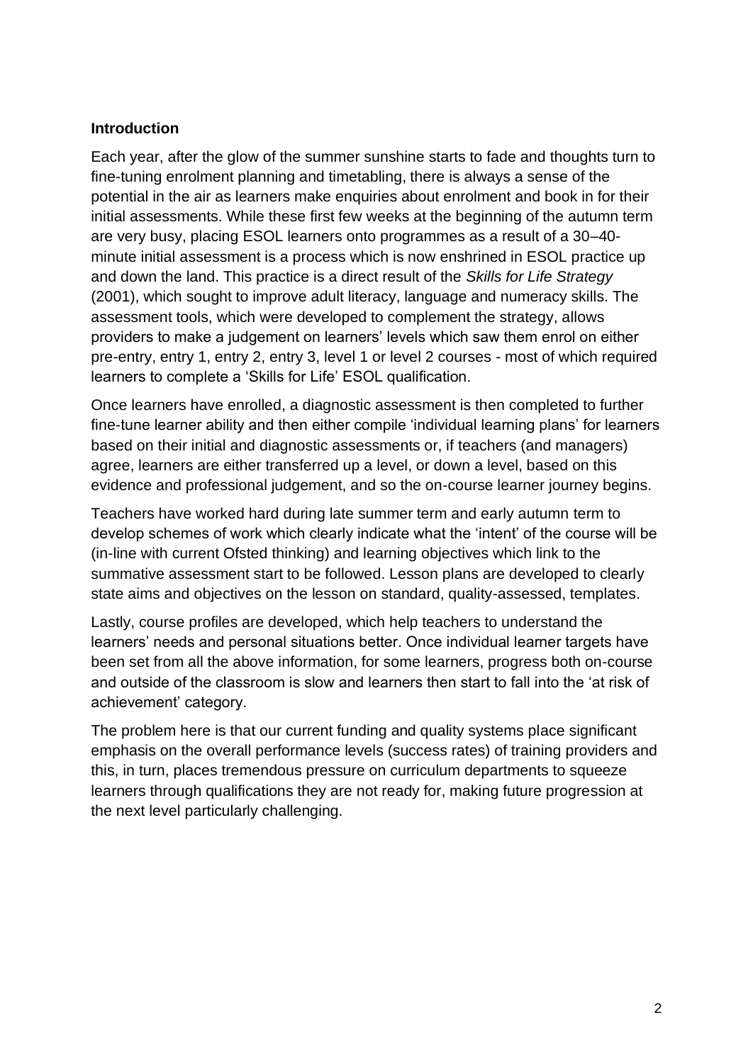**Introduction**

Each year, after the glow of the summer sunshine starts to fade and thoughts turn to fine-tuning enrolment planning and timetabling, there is always a sense of the potential in the air as learners make enquiries about enrolment and book in for their initial assessments. While these first few weeks at the beginning of the autumn term are very busy, placing ESOL learners onto programmes as a result of a 30–40-minute initial assessment is a process which is now enshrined in ESOL practice up and down the land. This practice is a direct result of the *Skills for Life Strategy* (2001), which sought to improve adult literacy, language and numeracy skills. The assessment tools, which were developed to complement the strategy, allows providers to make a judgement on learners' levels which saw them enrol on either pre-entry, entry 1, entry 2, entry 3, level 1 or level 2 courses - most of which required learners to complete a 'Skills for Life' ESOL qualification.

Once learners have enrolled, a diagnostic assessment is then completed to further fine-tune learner ability and then either compile 'individual learning plans' for learners based on their initial and diagnostic assessments or, if teachers (and managers) agree, learners are either transferred up a level, or down a level, based on this evidence and professional judgement, and so the on-course learner journey begins.

Teachers have worked hard during late summer term and early autumn term to develop schemes of work which clearly indicate what the 'intent' of the course will be (in-line with current Ofsted thinking) and learning objectives which link to the summative assessment start to be followed. Lesson plans are developed to clearly state aims and objectives on the lesson on standard, quality-assessed, templates.

Lastly, course profiles are developed, which help teachers to understand the learners' needs and personal situations better. Once individual learner targets have been set from all the above information, for some learners, progress both on-course and outside of the classroom is slow and learners then start to fall into the 'at risk of achievement' category.

The problem here is that our current funding and quality systems place significant emphasis on the overall performance levels (success rates) of training providers and this, in turn, places tremendous pressure on curriculum departments to squeeze learners through qualifications they are not ready for, making future progression at the next level particularly challenging.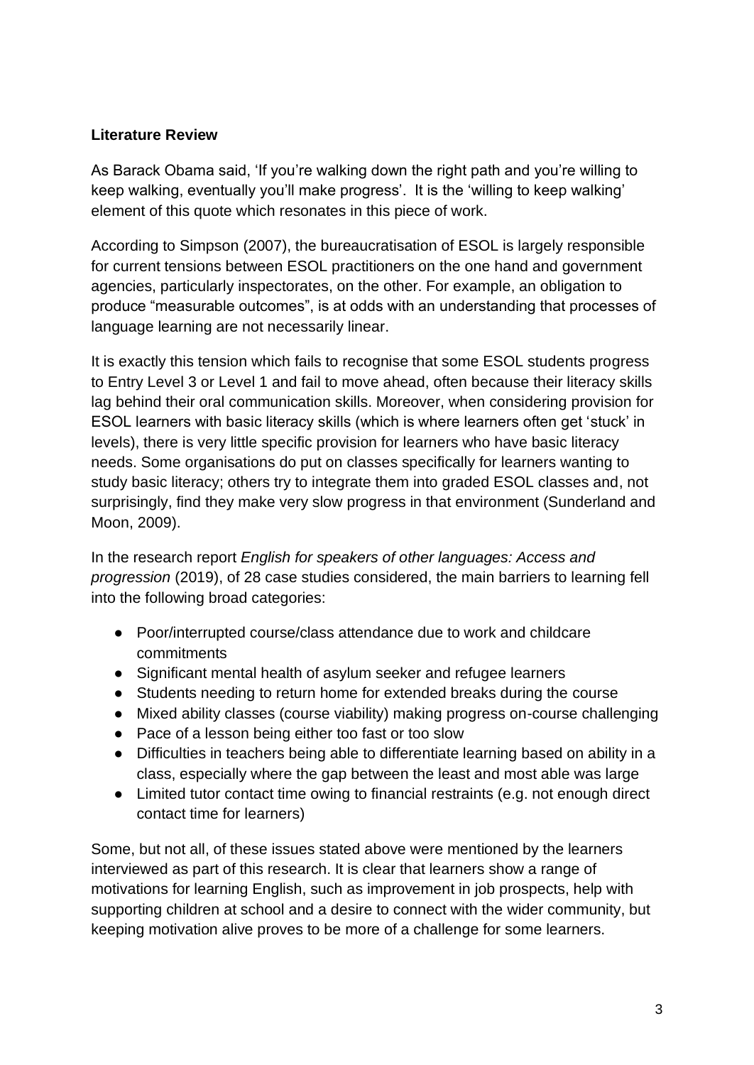**Literature Review**

As Barack Obama said, 'If you're walking down the right path and you're willing to keep walking, eventually you'll make progress'. It is the 'willing to keep walking' element of this quote which resonates in this piece of work.

According to Simpson (2007), the bureaucratisation of ESOL is largely responsible for current tensions between ESOL practitioners on the one hand and government agencies, particularly inspectorates, on the other. For example, an obligation to produce "measurable outcomes", is at odds with an understanding that processes of language learning are not necessarily linear.

It is exactly this tension which fails to recognise that some ESOL students progress to Entry Level 3 or Level 1 and fail to move ahead, often because their literacy skills lag behind their oral communication skills. Moreover, when considering provision for ESOL learners with basic literacy skills (which is where learners often get 'stuck' in levels), there is very little specific provision for learners who have basic literacy needs. Some organisations do put on classes specifically for learners wanting to study basic literacy; others try to integrate them into graded ESOL classes and, not surprisingly, find they make very slow progress in that environment (Sunderland and Moon, 2009).

In the research report *English for speakers of other languages: Access and progression* (2019), of 28 case studies considered, the main barriers to learning fell into the following broad categories:

- Poor/interrupted course/class attendance due to work and childcare commitments
- Significant mental health of asylum seeker and refugee learners
- Students needing to return home for extended breaks during the course
- Mixed ability classes (course viability) making progress on-course challenging
- Pace of a lesson being either too fast or too slow
- Difficulties in teachers being able to differentiate learning based on ability in a class, especially where the gap between the least and most able was large
- Limited tutor contact time owing to financial restraints (e.g. not enough direct contact time for learners)

Some, but not all, of these issues stated above were mentioned by the learners interviewed as part of this research. It is clear that learners show a range of motivations for learning English, such as improvement in job prospects, help with supporting children at school and a desire to connect with the wider community, but keeping motivation alive proves to be more of a challenge for some learners.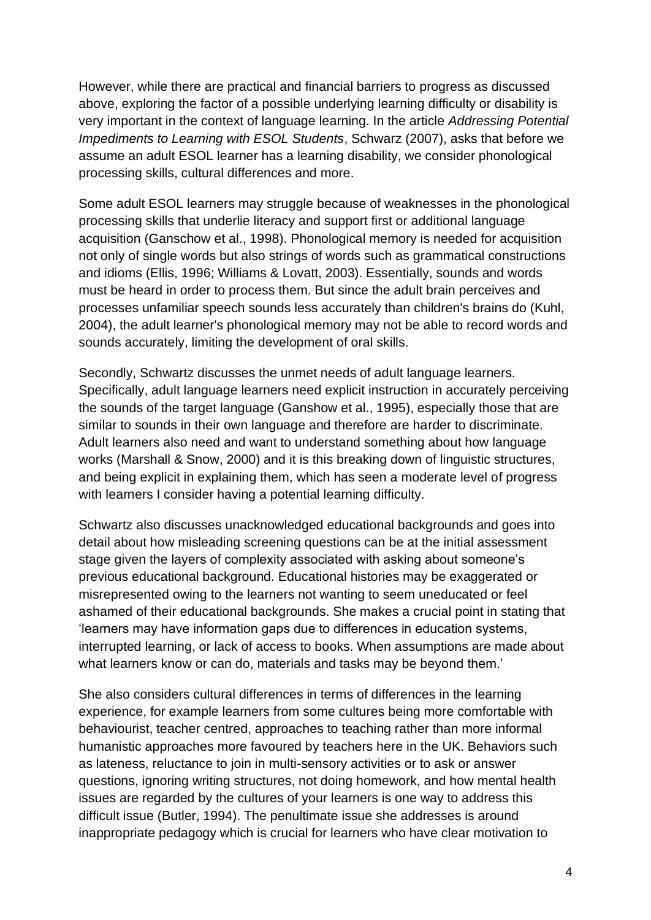However, while there are practical and financial barriers to progress as discussed above, exploring the factor of a possible underlying learning difficulty or disability is very important in the context of language learning. In the article *Addressing Potential Impediments to Learning with ESOL Students*, Schwarz (2007), asks that before we assume an adult ESOL learner has a learning disability, we consider phonological processing skills, cultural differences and more.

Some adult ESOL learners may struggle because of weaknesses in the phonological processing skills that underlie literacy and support first or additional language acquisition (Ganschow et al., 1998). Phonological memory is needed for acquisition not only of single words but also strings of words such as grammatical constructions and idioms (Ellis, 1996; Williams & Lovatt, 2003). Essentially, sounds and words must be heard in order to process them. But since the adult brain perceives and processes unfamiliar speech sounds less accurately than children's brains do (Kuhl, 2004), the adult learner's phonological memory may not be able to record words and sounds accurately, limiting the development of oral skills.

Secondly, Schwartz discusses the unmet needs of adult language learners. Specifically, adult language learners need explicit instruction in accurately perceiving the sounds of the target language (Ganshow et al., 1995), especially those that are similar to sounds in their own language and therefore are harder to discriminate. Adult learners also need and want to understand something about how language works (Marshall & Snow, 2000) and it is this breaking down of linguistic structures, and being explicit in explaining them, which has seen a moderate level of progress with learners I consider having a potential learning difficulty.

Schwartz also discusses unacknowledged educational backgrounds and goes into detail about how misleading screening questions can be at the initial assessment stage given the layers of complexity associated with asking about someone's previous educational background. Educational histories may be exaggerated or misrepresented owing to the learners not wanting to seem uneducated or feel ashamed of their educational backgrounds. She makes a crucial point in stating that 'learners may have information gaps due to differences in education systems, interrupted learning, or lack of access to books. When assumptions are made about what learners know or can do, materials and tasks may be beyond them.'

She also considers cultural differences in terms of differences in the learning experience, for example learners from some cultures being more comfortable with behaviourist, teacher centred, approaches to teaching rather than more informal humanistic approaches more favoured by teachers here in the UK. Behaviors such as lateness, reluctance to join in multi-sensory activities or to ask or answer questions, ignoring writing structures, not doing homework, and how mental health issues are regarded by the cultures of your learners is one way to address this difficult issue (Butler, 1994). The penultimate issue she addresses is around inappropriate pedagogy which is crucial for learners who have clear motivation to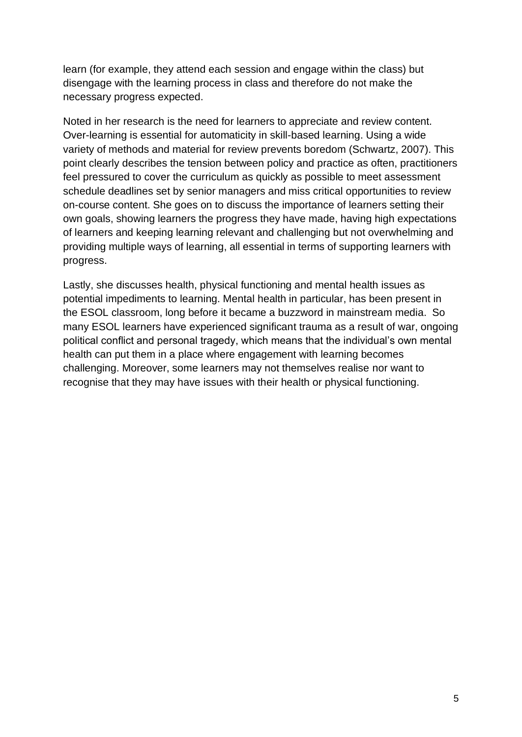learn (for example, they attend each session and engage within the class) but disengage with the learning process in class and therefore do not make the necessary progress expected.

Noted in her research is the need for learners to appreciate and review content. Over-learning is essential for automaticity in skill-based learning. Using a wide variety of methods and material for review prevents boredom (Schwartz, 2007). This point clearly describes the tension between policy and practice as often, practitioners feel pressured to cover the curriculum as quickly as possible to meet assessment schedule deadlines set by senior managers and miss critical opportunities to review on-course content. She goes on to discuss the importance of learners setting their own goals, showing learners the progress they have made, having high expectations of learners and keeping learning relevant and challenging but not overwhelming and providing multiple ways of learning, all essential in terms of supporting learners with progress.

Lastly, she discusses health, physical functioning and mental health issues as potential impediments to learning. Mental health in particular, has been present in the ESOL classroom, long before it became a buzzword in mainstream media. So many ESOL learners have experienced significant trauma as a result of war, ongoing political conflict and personal tragedy, which means that the individual's own mental health can put them in a place where engagement with learning becomes challenging. Moreover, some learners may not themselves realise nor want to recognise that they may have issues with their health or physical functioning.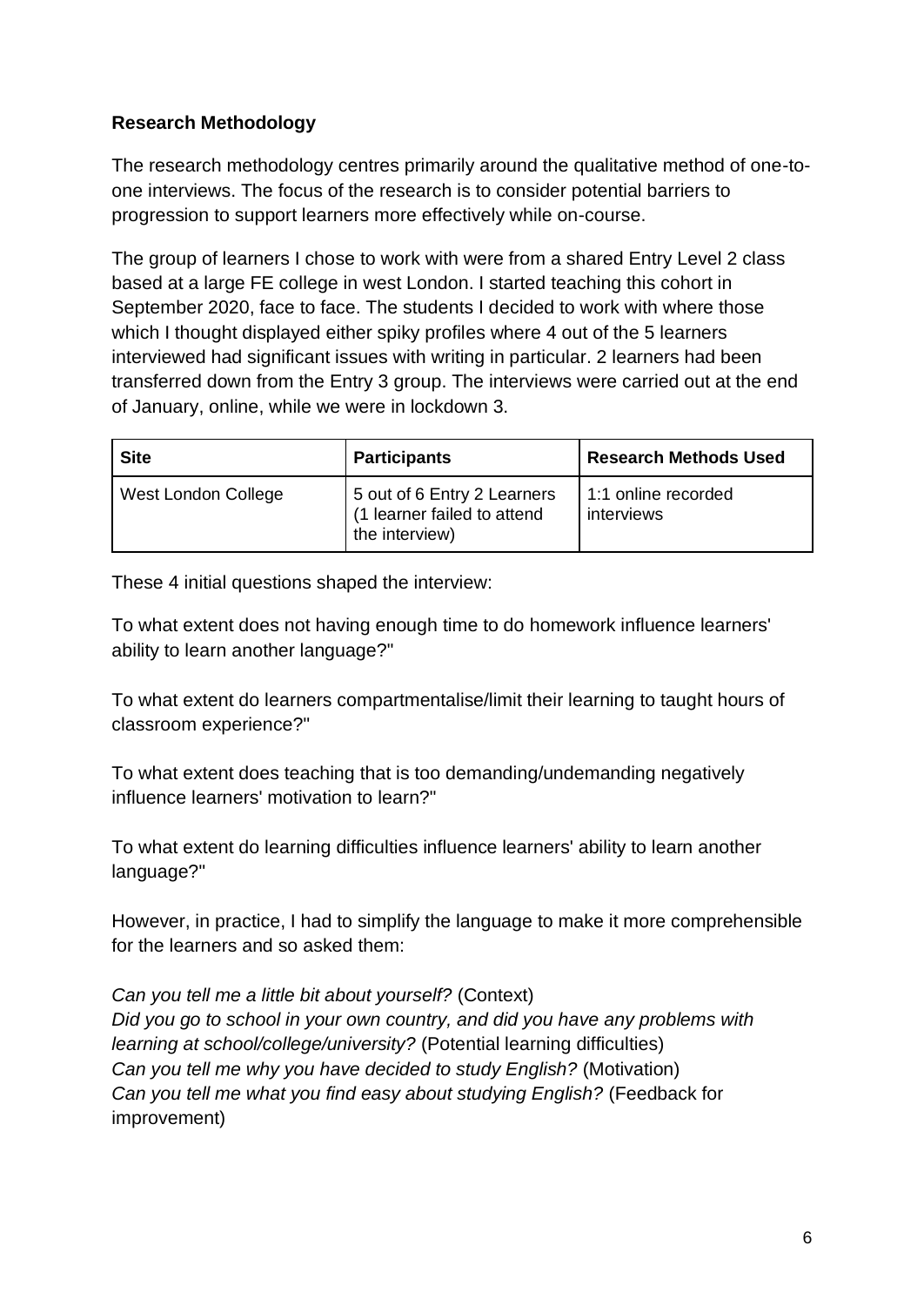**Research Methodology**

The research methodology centres primarily around the qualitative method of one-to-one interviews. The focus of the research is to consider potential barriers to progression to support learners more effectively while on-course.

The group of learners I chose to work with were from a shared Entry Level 2 class based at a large FE college in west London. I started teaching this cohort in September 2020, face to face. The students I decided to work with where those which I thought displayed either spiky profiles where 4 out of the 5 learners interviewed had significant issues with writing in particular. 2 learners had been transferred down from the Entry 3 group. The interviews were carried out at the end of January, online, while we were in lockdown 3.

| Site | Participants | Research Methods Used |
|---|---|---|
| West London College | 5 out of 6 Entry 2 Learners (1 learner failed to attend the interview) | 1:1 online recorded interviews |

These 4 initial questions shaped the interview:

To what extent does not having enough time to do homework influence learners' ability to learn another language?"

To what extent do learners compartmentalise/limit their learning to taught hours of classroom experience?"

To what extent does teaching that is too demanding/undemanding negatively influence learners' motivation to learn?"

To what extent do learning difficulties influence learners' ability to learn another language?"

However, in practice, I had to simplify the language to make it more comprehensible for the learners and so asked them:

*Can you tell me a little bit about yourself?* (Context)
*Did you go to school in your own country, and did you have any problems with learning at school/college/university?* (Potential learning difficulties)
*Can you tell me why you have decided to study English?* (Motivation)
*Can you tell me what you find easy about studying English?* (Feedback for improvement)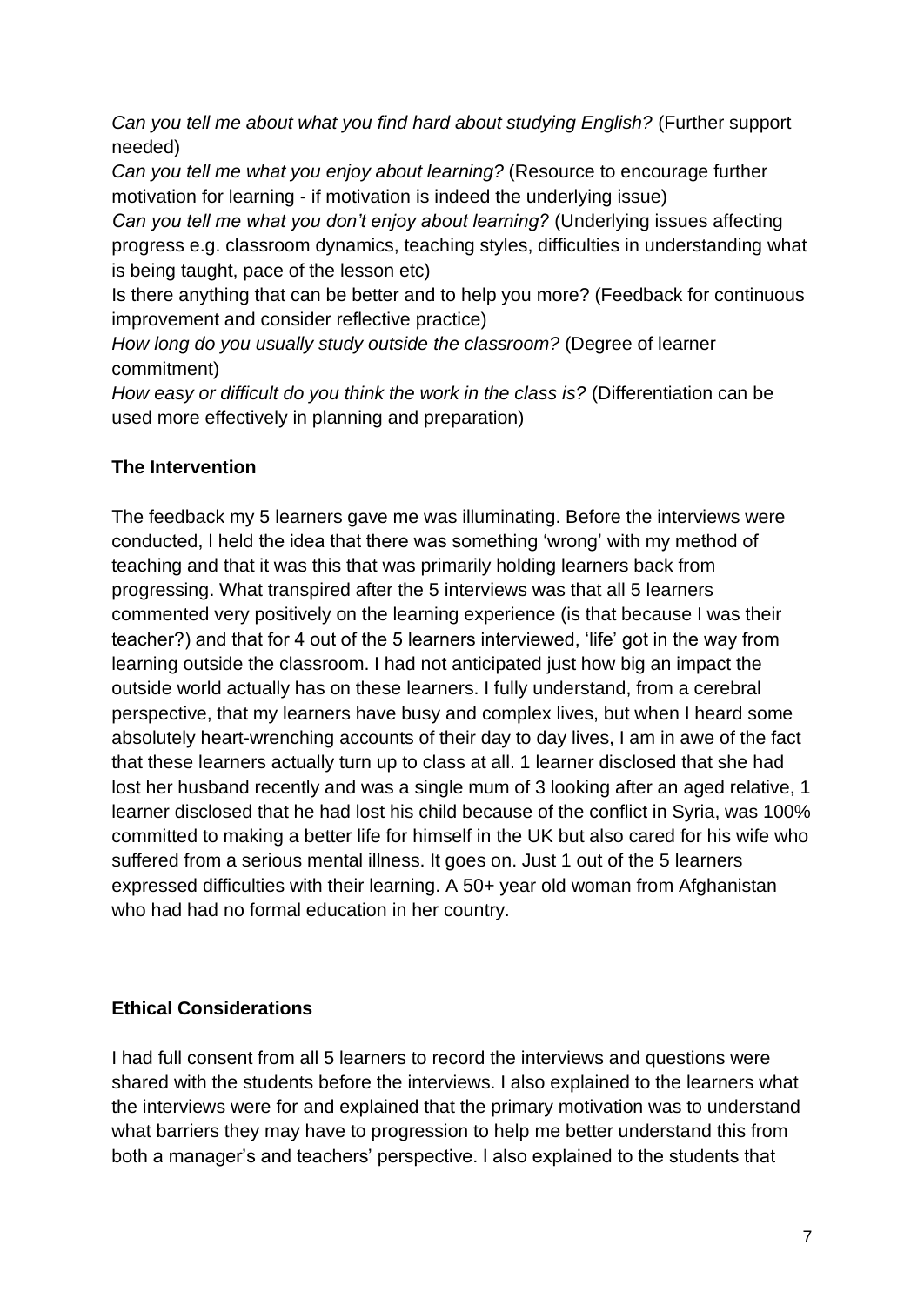*Can you tell me about what you find hard about studying English?* (Further support needed)

*Can you tell me what you enjoy about learning?* (Resource to encourage further motivation for learning - if motivation is indeed the underlying issue)

*Can you tell me what you don't enjoy about learning?* (Underlying issues affecting progress e.g. classroom dynamics, teaching styles, difficulties in understanding what is being taught, pace of the lesson etc)

Is there anything that can be better and to help you more? (Feedback for continuous improvement and consider reflective practice)

*How long do you usually study outside the classroom?* (Degree of learner commitment)

*How easy or difficult do you think the work in the class is?* (Differentiation can be used more effectively in planning and preparation)

**The Intervention**

The feedback my 5 learners gave me was illuminating. Before the interviews were conducted, I held the idea that there was something 'wrong' with my method of teaching and that it was this that was primarily holding learners back from progressing. What transpired after the 5 interviews was that all 5 learners commented very positively on the learning experience (is that because I was their teacher?) and that for 4 out of the 5 learners interviewed, 'life' got in the way from learning outside the classroom. I had not anticipated just how big an impact the outside world actually has on these learners. I fully understand, from a cerebral perspective, that my learners have busy and complex lives, but when I heard some absolutely heart-wrenching accounts of their day to day lives, I am in awe of the fact that these learners actually turn up to class at all. 1 learner disclosed that she had lost her husband recently and was a single mum of 3 looking after an aged relative, 1 learner disclosed that he had lost his child because of the conflict in Syria, was 100% committed to making a better life for himself in the UK but also cared for his wife who suffered from a serious mental illness. It goes on. Just 1 out of the 5 learners expressed difficulties with their learning. A 50+ year old woman from Afghanistan who had had no formal education in her country.

**Ethical Considerations**

I had full consent from all 5 learners to record the interviews and questions were shared with the students before the interviews. I also explained to the learners what the interviews were for and explained that the primary motivation was to understand what barriers they may have to progression to help me better understand this from both a manager's and teachers' perspective. I also explained to the students that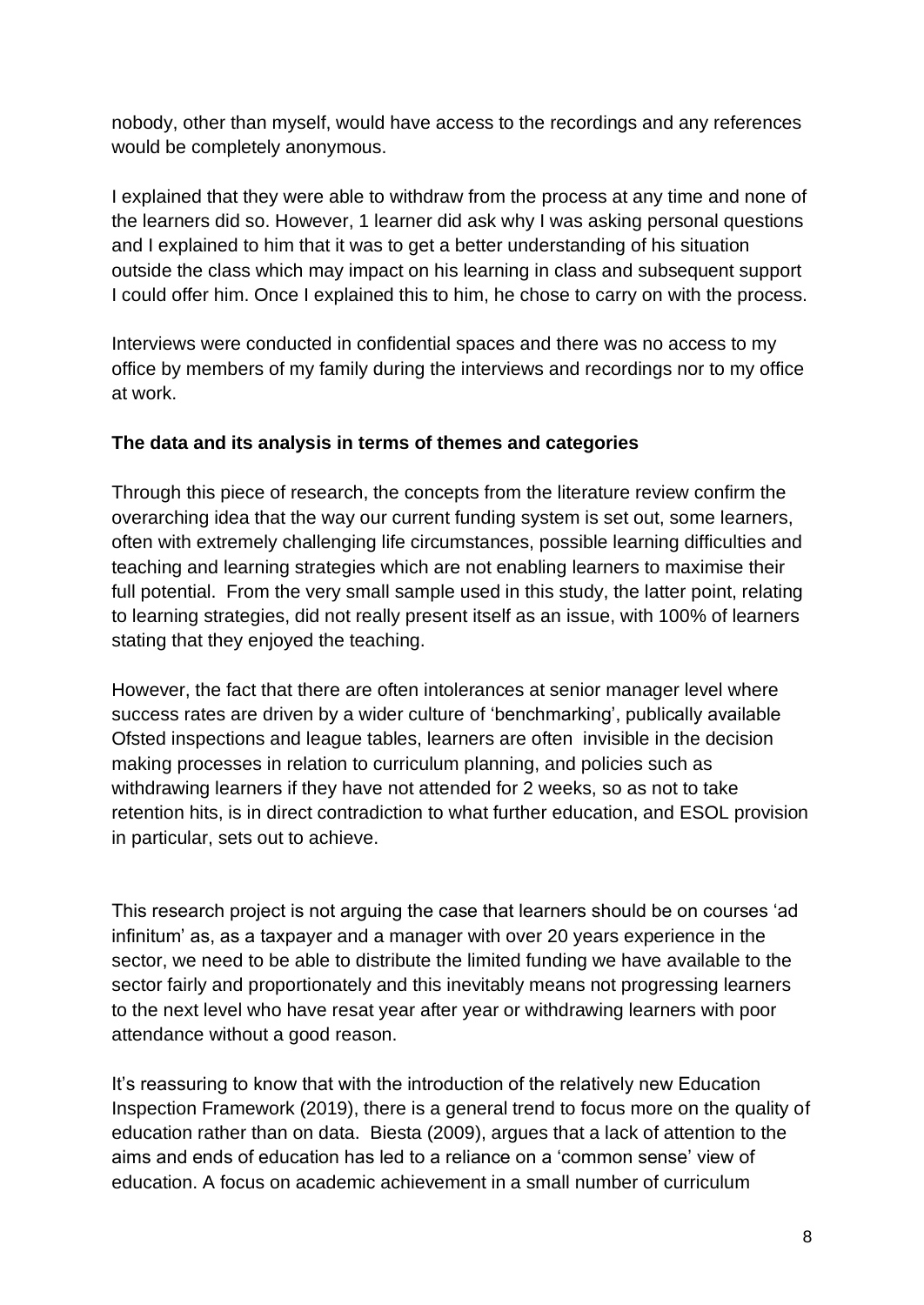nobody, other than myself, would have access to the recordings and any references would be completely anonymous.

I explained that they were able to withdraw from the process at any time and none of the learners did so. However, 1 learner did ask why I was asking personal questions and I explained to him that it was to get a better understanding of his situation outside the class which may impact on his learning in class and subsequent support I could offer him. Once I explained this to him, he chose to carry on with the process.

Interviews were conducted in confidential spaces and there was no access to my office by members of my family during the interviews and recordings nor to my office at work.

**The data and its analysis in terms of themes and categories**

Through this piece of research, the concepts from the literature review confirm the overarching idea that the way our current funding system is set out, some learners, often with extremely challenging life circumstances, possible learning difficulties and teaching and learning strategies which are not enabling learners to maximise their full potential. From the very small sample used in this study, the latter point, relating to learning strategies, did not really present itself as an issue, with 100% of learners stating that they enjoyed the teaching.

However, the fact that there are often intolerances at senior manager level where success rates are driven by a wider culture of 'benchmarking', publically available Ofsted inspections and league tables, learners are often invisible in the decision making processes in relation to curriculum planning, and policies such as withdrawing learners if they have not attended for 2 weeks, so as not to take retention hits, is in direct contradiction to what further education, and ESOL provision in particular, sets out to achieve.

This research project is not arguing the case that learners should be on courses 'ad infinitum' as, as a taxpayer and a manager with over 20 years experience in the sector, we need to be able to distribute the limited funding we have available to the sector fairly and proportionately and this inevitably means not progressing learners to the next level who have resat year after year or withdrawing learners with poor attendance without a good reason.

It's reassuring to know that with the introduction of the relatively new Education Inspection Framework (2019), there is a general trend to focus more on the quality of education rather than on data. Biesta (2009), argues that a lack of attention to the aims and ends of education has led to a reliance on a 'common sense' view of education. A focus on academic achievement in a small number of curriculum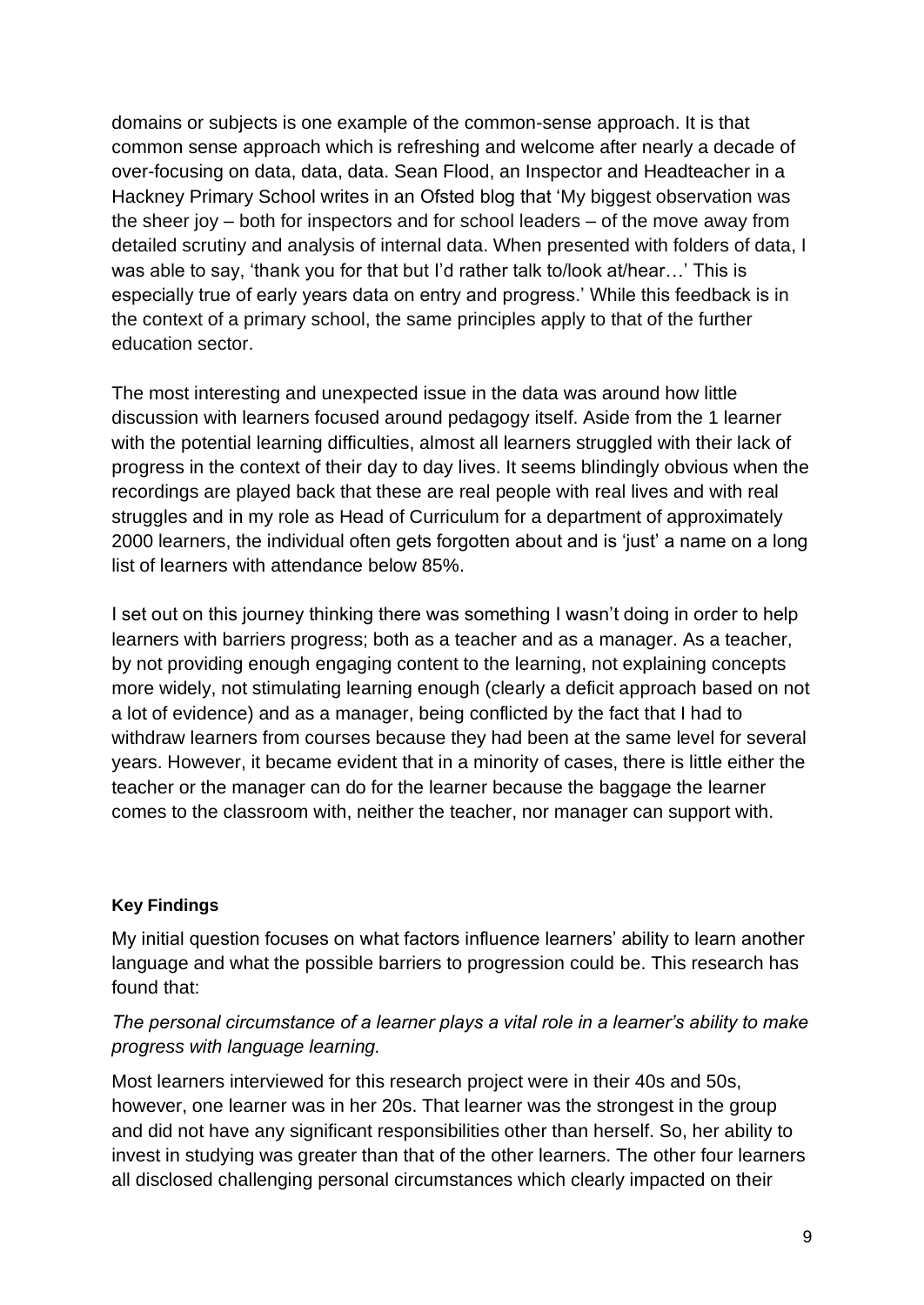domains or subjects is one example of the common-sense approach. It is that common sense approach which is refreshing and welcome after nearly a decade of over-focusing on data, data, data. Sean Flood, an Inspector and Headteacher in a Hackney Primary School writes in an Ofsted blog that 'My biggest observation was the sheer joy – both for inspectors and for school leaders – of the move away from detailed scrutiny and analysis of internal data. When presented with folders of data, I was able to say, 'thank you for that but I'd rather talk to/look at/hear…' This is especially true of early years data on entry and progress.' While this feedback is in the context of a primary school, the same principles apply to that of the further education sector.

The most interesting and unexpected issue in the data was around how little discussion with learners focused around pedagogy itself. Aside from the 1 learner with the potential learning difficulties, almost all learners struggled with their lack of progress in the context of their day to day lives. It seems blindingly obvious when the recordings are played back that these are real people with real lives and with real struggles and in my role as Head of Curriculum for a department of approximately 2000 learners, the individual often gets forgotten about and is 'just' a name on a long list of learners with attendance below 85%.

I set out on this journey thinking there was something I wasn't doing in order to help learners with barriers progress; both as a teacher and as a manager. As a teacher, by not providing enough engaging content to the learning, not explaining concepts more widely, not stimulating learning enough (clearly a deficit approach based on not a lot of evidence) and as a manager, being conflicted by the fact that I had to withdraw learners from courses because they had been at the same level for several years. However, it became evident that in a minority of cases, there is little either the teacher or the manager can do for the learner because the baggage the learner comes to the classroom with, neither the teacher, nor manager can support with.

**Key Findings**

My initial question focuses on what factors influence learners' ability to learn another language and what the possible barriers to progression could be. This research has found that:

*The personal circumstance of a learner plays a vital role in a learner's ability to make progress with language learning.*

Most learners interviewed for this research project were in their 40s and 50s, however, one learner was in her 20s. That learner was the strongest in the group and did not have any significant responsibilities other than herself. So, her ability to invest in studying was greater than that of the other learners. The other four learners all disclosed challenging personal circumstances which clearly impacted on their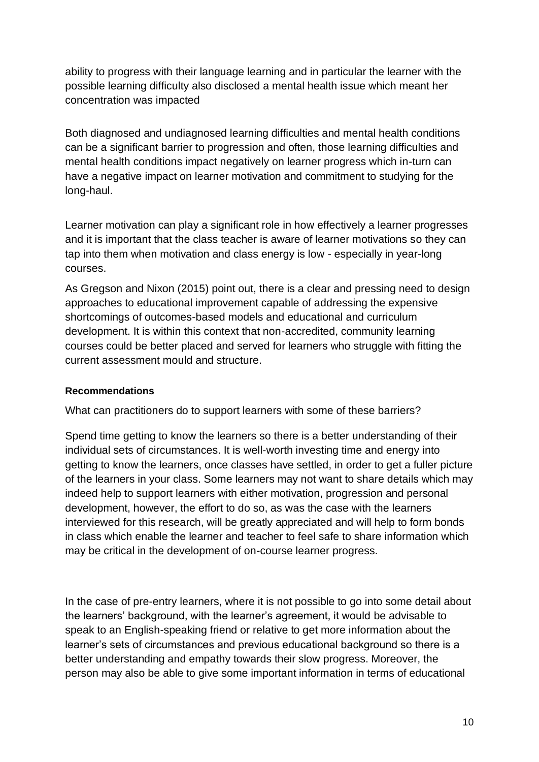ability to progress with their language learning and in particular the learner with the possible learning difficulty also disclosed a mental health issue which meant her concentration was impacted

Both diagnosed and undiagnosed learning difficulties and mental health conditions can be a significant barrier to progression and often, those learning difficulties and mental health conditions impact negatively on learner progress which in-turn can have a negative impact on learner motivation and commitment to studying for the long-haul.

Learner motivation can play a significant role in how effectively a learner progresses and it is important that the class teacher is aware of learner motivations so they can tap into them when motivation and class energy is low - especially in year-long courses.

As Gregson and Nixon (2015) point out, there is a clear and pressing need to design approaches to educational improvement capable of addressing the expensive shortcomings of outcomes-based models and educational and curriculum development. It is within this context that non-accredited, community learning courses could be better placed and served for learners who struggle with fitting the current assessment mould and structure.

**Recommendations**

What can practitioners do to support learners with some of these barriers?

Spend time getting to know the learners so there is a better understanding of their individual sets of circumstances. It is well-worth investing time and energy into getting to know the learners, once classes have settled, in order to get a fuller picture of the learners in your class. Some learners may not want to share details which may indeed help to support learners with either motivation, progression and personal development, however, the effort to do so, as was the case with the learners interviewed for this research, will be greatly appreciated and will help to form bonds in class which enable the learner and teacher to feel safe to share information which may be critical in the development of on-course learner progress.

In the case of pre-entry learners, where it is not possible to go into some detail about the learners' background, with the learner's agreement, it would be advisable to speak to an English-speaking friend or relative to get more information about the learner's sets of circumstances and previous educational background so there is a better understanding and empathy towards their slow progress. Moreover, the person may also be able to give some important information in terms of educational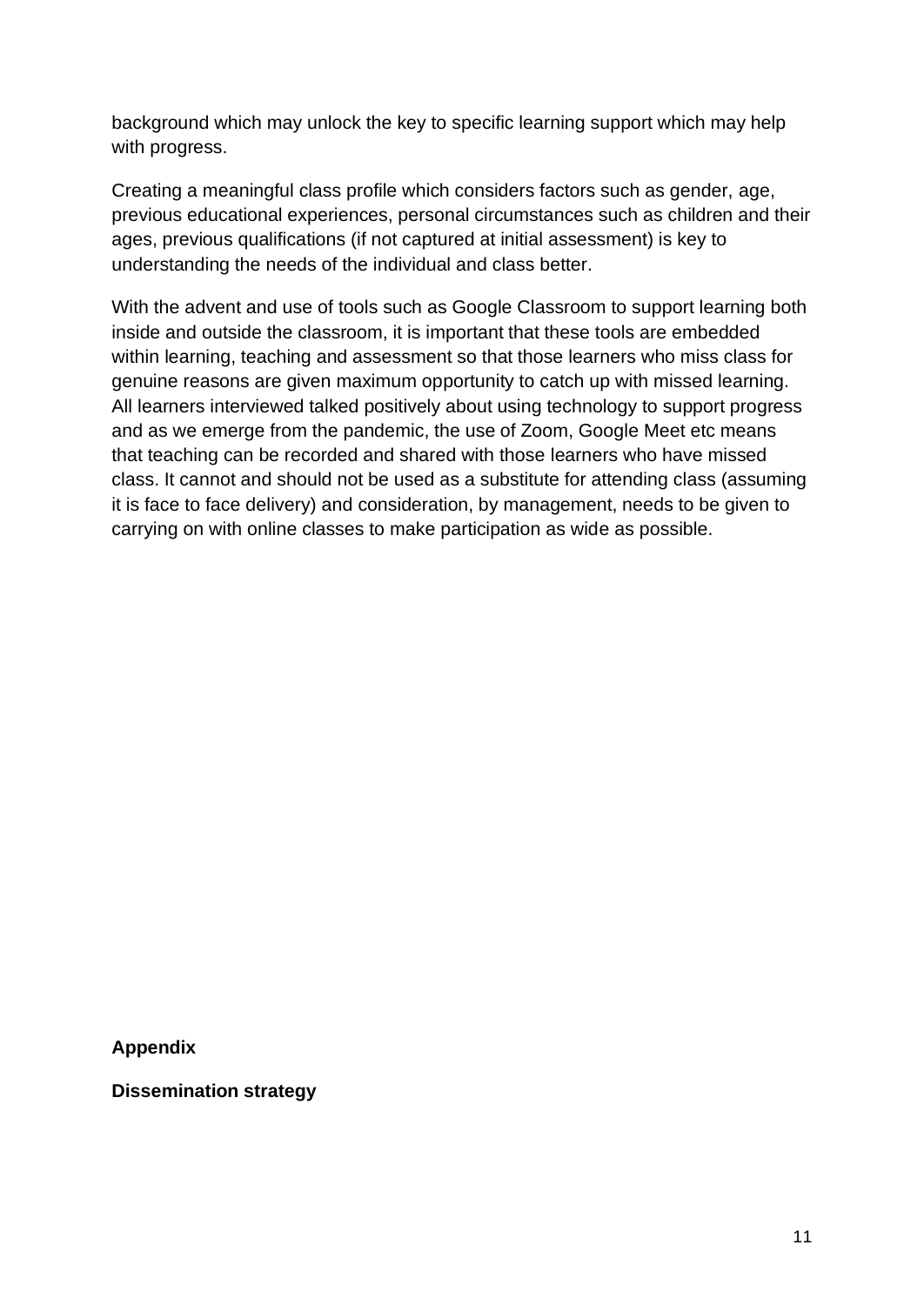background which may unlock the key to specific learning support which may help with progress.

Creating a meaningful class profile which considers factors such as gender, age, previous educational experiences, personal circumstances such as children and their ages, previous qualifications (if not captured at initial assessment) is key to understanding the needs of the individual and class better.

With the advent and use of tools such as Google Classroom to support learning both inside and outside the classroom, it is important that these tools are embedded within learning, teaching and assessment so that those learners who miss class for genuine reasons are given maximum opportunity to catch up with missed learning. All learners interviewed talked positively about using technology to support progress and as we emerge from the pandemic, the use of Zoom, Google Meet etc means that teaching can be recorded and shared with those learners who have missed class. It cannot and should not be used as a substitute for attending class (assuming it is face to face delivery) and consideration, by management, needs to be given to carrying on with online classes to make participation as wide as possible.

**Appendix**

**Dissemination strategy**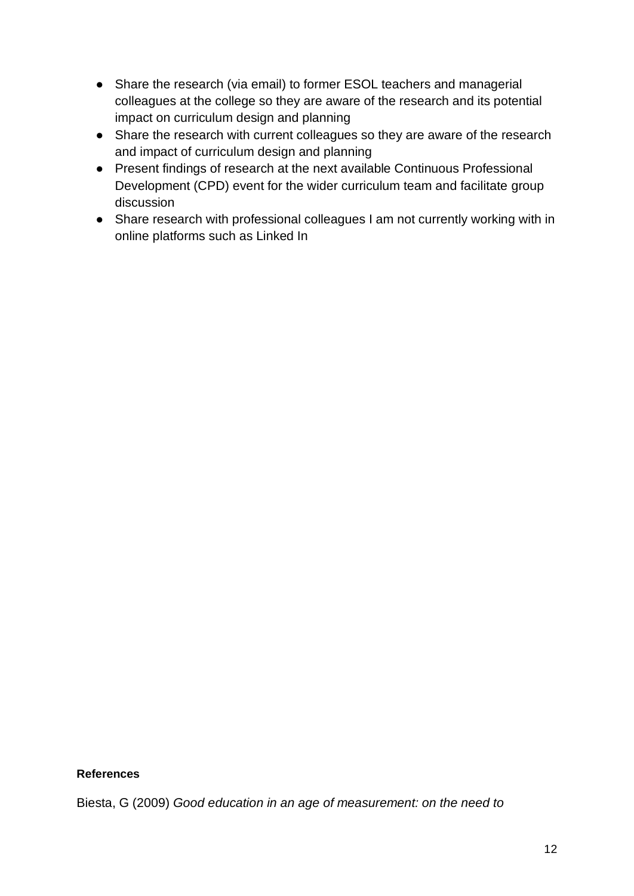- Share the research (via email) to former ESOL teachers and managerial colleagues at the college so they are aware of the research and its potential impact on curriculum design and planning
- Share the research with current colleagues so they are aware of the research and impact of curriculum design and planning
- Present findings of research at the next available Continuous Professional Development (CPD) event for the wider curriculum team and facilitate group discussion
- Share research with professional colleagues I am not currently working with in online platforms such as Linked In

**References**

Biesta, G (2009) *Good education in an age of measurement: on the need to*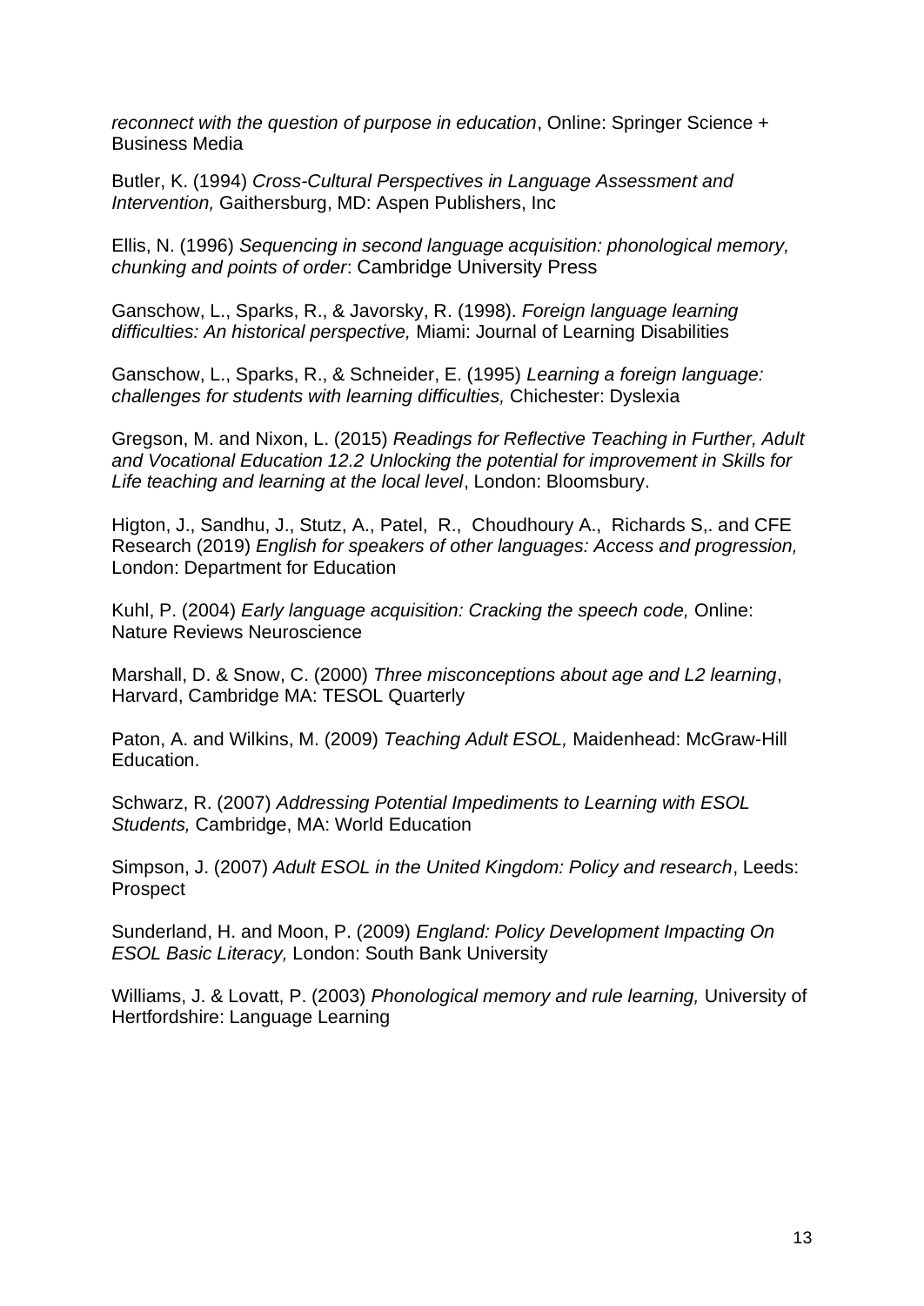*reconnect with the question of purpose in education*, Online: Springer Science + Business Media

Butler, K. (1994) *Cross-Cultural Perspectives in Language Assessment and Intervention,* Gaithersburg, MD: Aspen Publishers, Inc

Ellis, N. (1996) *Sequencing in second language acquisition: phonological memory, chunking and points of order*: Cambridge University Press

Ganschow, L., Sparks, R., & Javorsky, R. (1998). *Foreign language learning difficulties: An historical perspective,* Miami: Journal of Learning Disabilities

Ganschow, L., Sparks, R., & Schneider, E. (1995) *Learning a foreign language: challenges for students with learning difficulties,* Chichester: Dyslexia

Gregson, M. and Nixon, L. (2015) *Readings for Reflective Teaching in Further, Adult and Vocational Education 12.2 Unlocking the potential for improvement in Skills for Life teaching and learning at the local level*, London: Bloomsbury.

Higton, J., Sandhu, J., Stutz, A., Patel, R., Choudhoury A., Richards S,. and CFE Research (2019) *English for speakers of other languages: Access and progression,* London: Department for Education

Kuhl, P. (2004) *Early language acquisition: Cracking the speech code,* Online: Nature Reviews Neuroscience

Marshall, D. & Snow, C. (2000) *Three misconceptions about age and L2 learning*, Harvard, Cambridge MA: TESOL Quarterly

Paton, A. and Wilkins, M. (2009) *Teaching Adult ESOL,* Maidenhead: McGraw-Hill Education.

Schwarz, R. (2007) *Addressing Potential Impediments to Learning with ESOL Students,* Cambridge, MA: World Education

Simpson, J. (2007) *Adult ESOL in the United Kingdom: Policy and research*, Leeds: Prospect

Sunderland, H. and Moon, P. (2009) *England: Policy Development Impacting On ESOL Basic Literacy,* London: South Bank University

Williams, J. & Lovatt, P. (2003) *Phonological memory and rule learning,* University of Hertfordshire: Language Learning